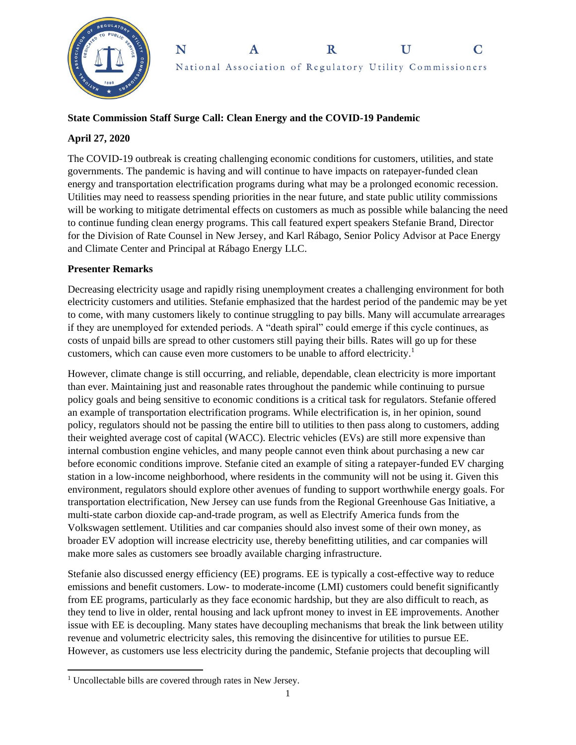# NARUC

National Association of Regulatory Utility Commissioners

**State Commission Staff Surge Call: Clean Energy and the COVID-19 Pandemic**

**April 27, 2020**

The COVID-19 outbreak is creating challenging economic conditions for customers, utilities, and state governments. The pandemic is having and will continue to have impacts on ratepayer-funded clean energy and transportation electrification programs during what may be a prolonged economic recession. Utilities may need to reassess spending priorities in the near future, and state public utility commissions will be working to mitigate detrimental effects on customers as much as possible while balancing the need to continue funding clean energy programs. This call featured expert speakers Stefanie Brand, Director for the Division of Rate Counsel in New Jersey, and Karl Rábago, Senior Policy Advisor at Pace Energy and Climate Center and Principal at Rábago Energy LLC.

**Presenter Remarks**

Decreasing electricity usage and rapidly rising unemployment creates a challenging environment for both electricity customers and utilities. Stefanie emphasized that the hardest period of the pandemic may be yet to come, with many customers likely to continue struggling to pay bills. Many will accumulate arrearages if they are unemployed for extended periods. A "death spiral" could emerge if this cycle continues, as costs of unpaid bills are spread to other customers still paying their bills. Rates will go up for these customers, which can cause even more customers to be unable to afford electricity.[1]

However, climate change is still occurring, and reliable, dependable, clean electricity is more important than ever. Maintaining just and reasonable rates throughout the pandemic while continuing to pursue policy goals and being sensitive to economic conditions is a critical task for regulators. Stefanie offered an example of transportation electrification programs. While electrification is, in her opinion, sound policy, regulators should not be passing the entire bill to utilities to then pass along to customers, adding their weighted average cost of capital (WACC). Electric vehicles (EVs) are still more expensive than internal combustion engine vehicles, and many people cannot even think about purchasing a new car before economic conditions improve. Stefanie cited an example of siting a ratepayer-funded EV charging station in a low-income neighborhood, where residents in the community will not be using it. Given this environment, regulators should explore other avenues of funding to support worthwhile energy goals. For transportation electrification, New Jersey can use funds from the Regional Greenhouse Gas Initiative, a multi-state carbon dioxide cap-and-trade program, as well as Electrify America funds from the Volkswagen settlement. Utilities and car companies should also invest some of their own money, as broader EV adoption will increase electricity use, thereby benefitting utilities, and car companies will make more sales as customers see broadly available charging infrastructure.

Stefanie also discussed energy efficiency (EE) programs. EE is typically a cost-effective way to reduce emissions and benefit customers. Low- to moderate-income (LMI) customers could benefit significantly from EE programs, particularly as they face economic hardship, but they are also difficult to reach, as they tend to live in older, rental housing and lack upfront money to invest in EE improvements. Another issue with EE is decoupling. Many states have decoupling mechanisms that break the link between utility revenue and volumetric electricity sales, this removing the disincentive for utilities to pursue EE. However, as customers use less electricity during the pandemic, Stefanie projects that decoupling will

[1] Uncollectable bills are covered through rates in New Jersey.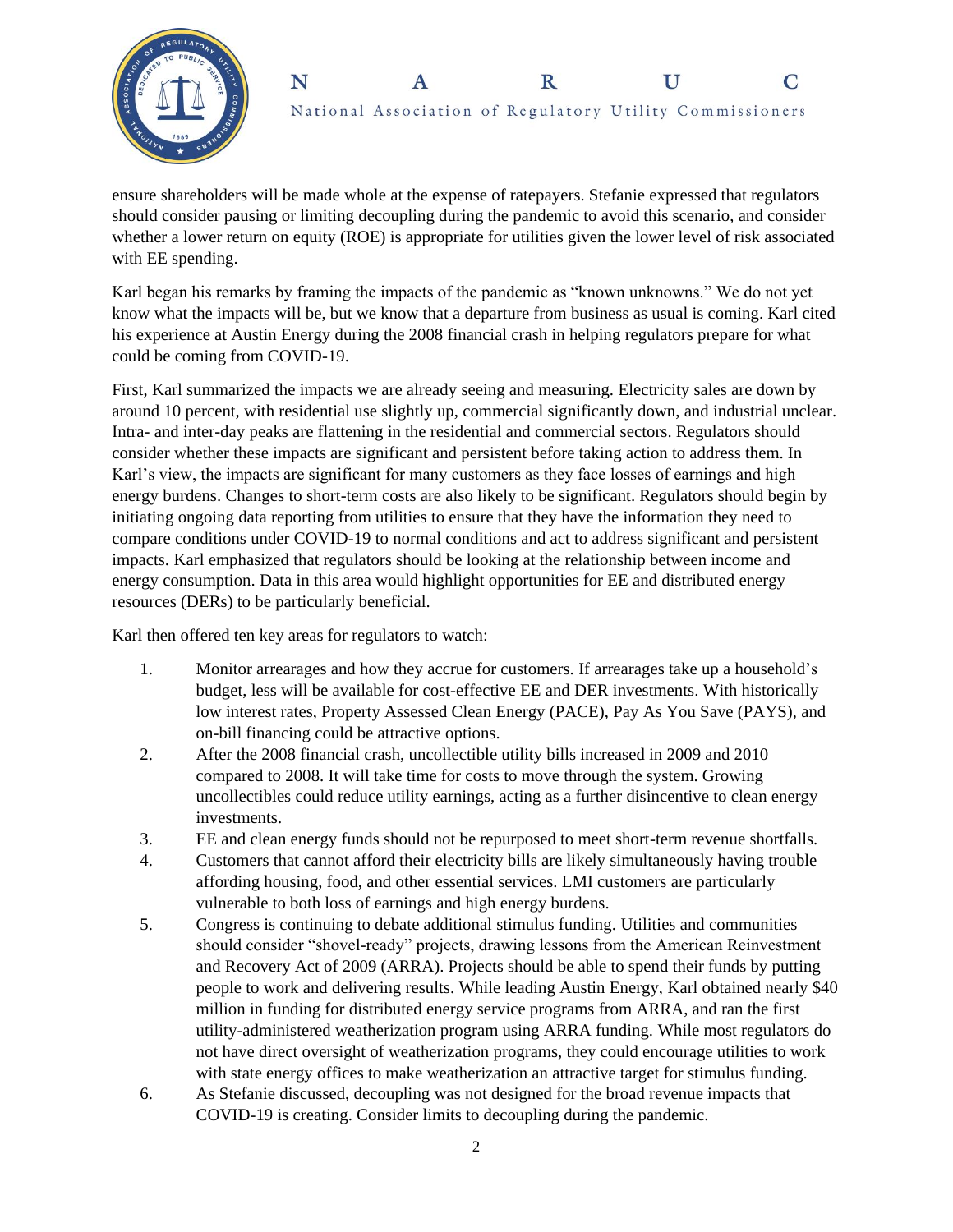ensure shareholders will be made whole at the expense of ratepayers. Stefanie expressed that regulators should consider pausing or limiting decoupling during the pandemic to avoid this scenario, and consider whether a lower return on equity (ROE) is appropriate for utilities given the lower level of risk associated with EE spending.

Karl began his remarks by framing the impacts of the pandemic as "known unknowns." We do not yet know what the impacts will be, but we know that a departure from business as usual is coming. Karl cited his experience at Austin Energy during the 2008 financial crash in helping regulators prepare for what could be coming from COVID-19.

First, Karl summarized the impacts we are already seeing and measuring. Electricity sales are down by around 10 percent, with residential use slightly up, commercial significantly down, and industrial unclear. Intra- and inter-day peaks are flattening in the residential and commercial sectors. Regulators should consider whether these impacts are significant and persistent before taking action to address them. In Karl's view, the impacts are significant for many customers as they face losses of earnings and high energy burdens. Changes to short-term costs are also likely to be significant. Regulators should begin by initiating ongoing data reporting from utilities to ensure that they have the information they need to compare conditions under COVID-19 to normal conditions and act to address significant and persistent impacts. Karl emphasized that regulators should be looking at the relationship between income and energy consumption. Data in this area would highlight opportunities for EE and distributed energy resources (DERs) to be particularly beneficial.

Karl then offered ten key areas for regulators to watch:

1. Monitor arrearages and how they accrue for customers. If arrearages take up a household's budget, less will be available for cost-effective EE and DER investments. With historically low interest rates, Property Assessed Clean Energy (PACE), Pay As You Save (PAYS), and on-bill financing could be attractive options.
2. After the 2008 financial crash, uncollectible utility bills increased in 2009 and 2010 compared to 2008. It will take time for costs to move through the system. Growing uncollectibles could reduce utility earnings, acting as a further disincentive to clean energy investments.
3. EE and clean energy funds should not be repurposed to meet short-term revenue shortfalls.
4. Customers that cannot afford their electricity bills are likely simultaneously having trouble affording housing, food, and other essential services. LMI customers are particularly vulnerable to both loss of earnings and high energy burdens.
5. Congress is continuing to debate additional stimulus funding. Utilities and communities should consider "shovel-ready" projects, drawing lessons from the American Reinvestment and Recovery Act of 2009 (ARRA). Projects should be able to spend their funds by putting people to work and delivering results. While leading Austin Energy, Karl obtained nearly $40 million in funding for distributed energy service programs from ARRA, and ran the first utility-administered weatherization program using ARRA funding. While most regulators do not have direct oversight of weatherization programs, they could encourage utilities to work with state energy offices to make weatherization an attractive target for stimulus funding.
6. As Stefanie discussed, decoupling was not designed for the broad revenue impacts that COVID-19 is creating. Consider limits to decoupling during the pandemic.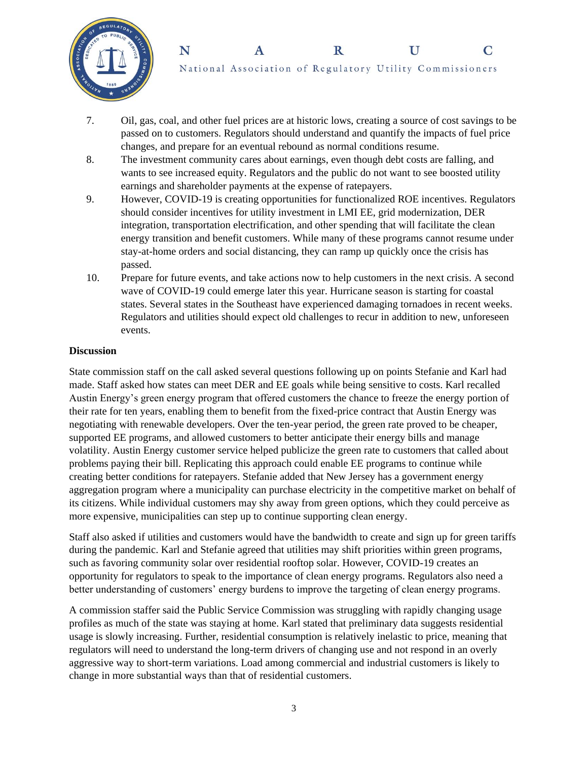7. Oil, gas, coal, and other fuel prices are at historic lows, creating a source of cost savings to be passed on to customers. Regulators should understand and quantify the impacts of fuel price changes, and prepare for an eventual rebound as normal conditions resume.
8. The investment community cares about earnings, even though debt costs are falling, and wants to see increased equity. Regulators and the public do not want to see boosted utility earnings and shareholder payments at the expense of ratepayers.
9. However, COVID-19 is creating opportunities for functionalized ROE incentives. Regulators should consider incentives for utility investment in LMI EE, grid modernization, DER integration, transportation electrification, and other spending that will facilitate the clean energy transition and benefit customers. While many of these programs cannot resume under stay-at-home orders and social distancing, they can ramp up quickly once the crisis has passed.
10. Prepare for future events, and take actions now to help customers in the next crisis. A second wave of COVID-19 could emerge later this year. Hurricane season is starting for coastal states. Several states in the Southeast have experienced damaging tornadoes in recent weeks. Regulators and utilities should expect old challenges to recur in addition to new, unforeseen events.

**Discussion**

State commission staff on the call asked several questions following up on points Stefanie and Karl had made. Staff asked how states can meet DER and EE goals while being sensitive to costs. Karl recalled Austin Energy's green energy program that offered customers the chance to freeze the energy portion of their rate for ten years, enabling them to benefit from the fixed-price contract that Austin Energy was negotiating with renewable developers. Over the ten-year period, the green rate proved to be cheaper, supported EE programs, and allowed customers to better anticipate their energy bills and manage volatility. Austin Energy customer service helped publicize the green rate to customers that called about problems paying their bill. Replicating this approach could enable EE programs to continue while creating better conditions for ratepayers. Stefanie added that New Jersey has a government energy aggregation program where a municipality can purchase electricity in the competitive market on behalf of its citizens. While individual customers may shy away from green options, which they could perceive as more expensive, municipalities can step up to continue supporting clean energy.

Staff also asked if utilities and customers would have the bandwidth to create and sign up for green tariffs during the pandemic. Karl and Stefanie agreed that utilities may shift priorities within green programs, such as favoring community solar over residential rooftop solar. However, COVID-19 creates an opportunity for regulators to speak to the importance of clean energy programs. Regulators also need a better understanding of customers' energy burdens to improve the targeting of clean energy programs.

A commission staffer said the Public Service Commission was struggling with rapidly changing usage profiles as much of the state was staying at home. Karl stated that preliminary data suggests residential usage is slowly increasing. Further, residential consumption is relatively inelastic to price, meaning that regulators will need to understand the long-term drivers of changing use and not respond in an overly aggressive way to short-term variations. Load among commercial and industrial customers is likely to change in more substantial ways than that of residential customers.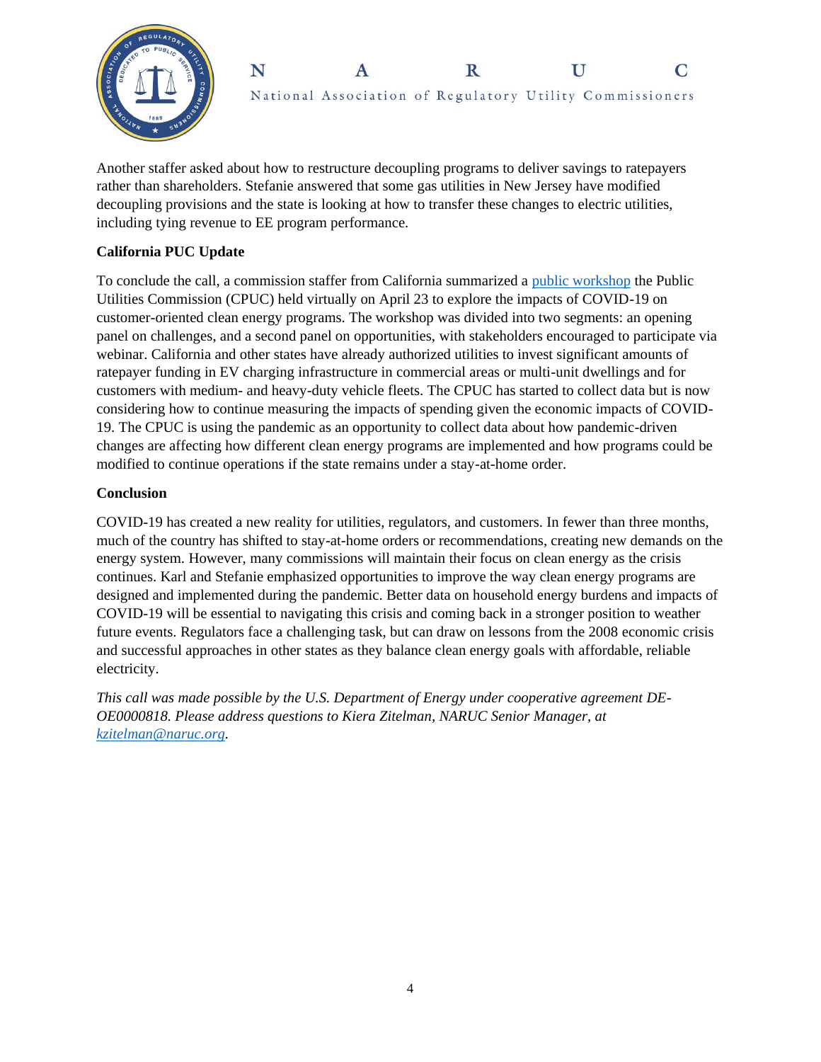Another staffer asked about how to restructure decoupling programs to deliver savings to ratepayers rather than shareholders. Stefanie answered that some gas utilities in New Jersey have modified decoupling provisions and the state is looking at how to transfer these changes to electric utilities, including tying revenue to EE program performance.

**California PUC Update**

To conclude the call, a commission staffer from California summarized a [public workshop](#) the Public Utilities Commission (CPUC) held virtually on April 23 to explore the impacts of COVID-19 on customer-oriented clean energy programs. The workshop was divided into two segments: an opening panel on challenges, and a second panel on opportunities, with stakeholders encouraged to participate via webinar. California and other states have already authorized utilities to invest significant amounts of ratepayer funding in EV charging infrastructure in commercial areas or multi-unit dwellings and for customers with medium- and heavy-duty vehicle fleets. The CPUC has started to collect data but is now considering how to continue measuring the impacts of spending given the economic impacts of COVID-19. The CPUC is using the pandemic as an opportunity to collect data about how pandemic-driven changes are affecting how different clean energy programs are implemented and how programs could be modified to continue operations if the state remains under a stay-at-home order.

**Conclusion**

COVID-19 has created a new reality for utilities, regulators, and customers. In fewer than three months, much of the country has shifted to stay-at-home orders or recommendations, creating new demands on the energy system. However, many commissions will maintain their focus on clean energy as the crisis continues. Karl and Stefanie emphasized opportunities to improve the way clean energy programs are designed and implemented during the pandemic. Better data on household energy burdens and impacts of COVID-19 will be essential to navigating this crisis and coming back in a stronger position to weather future events. Regulators face a challenging task, but can draw on lessons from the 2008 economic crisis and successful approaches in other states as they balance clean energy goals with affordable, reliable electricity.

*This call was made possible by the U.S. Department of Energy under cooperative agreement DE-OE0000818. Please address questions to Kiera Zitelman, NARUC Senior Manager, at [kzitelman@naruc.org](mailto:kzitelman@naruc.org).*